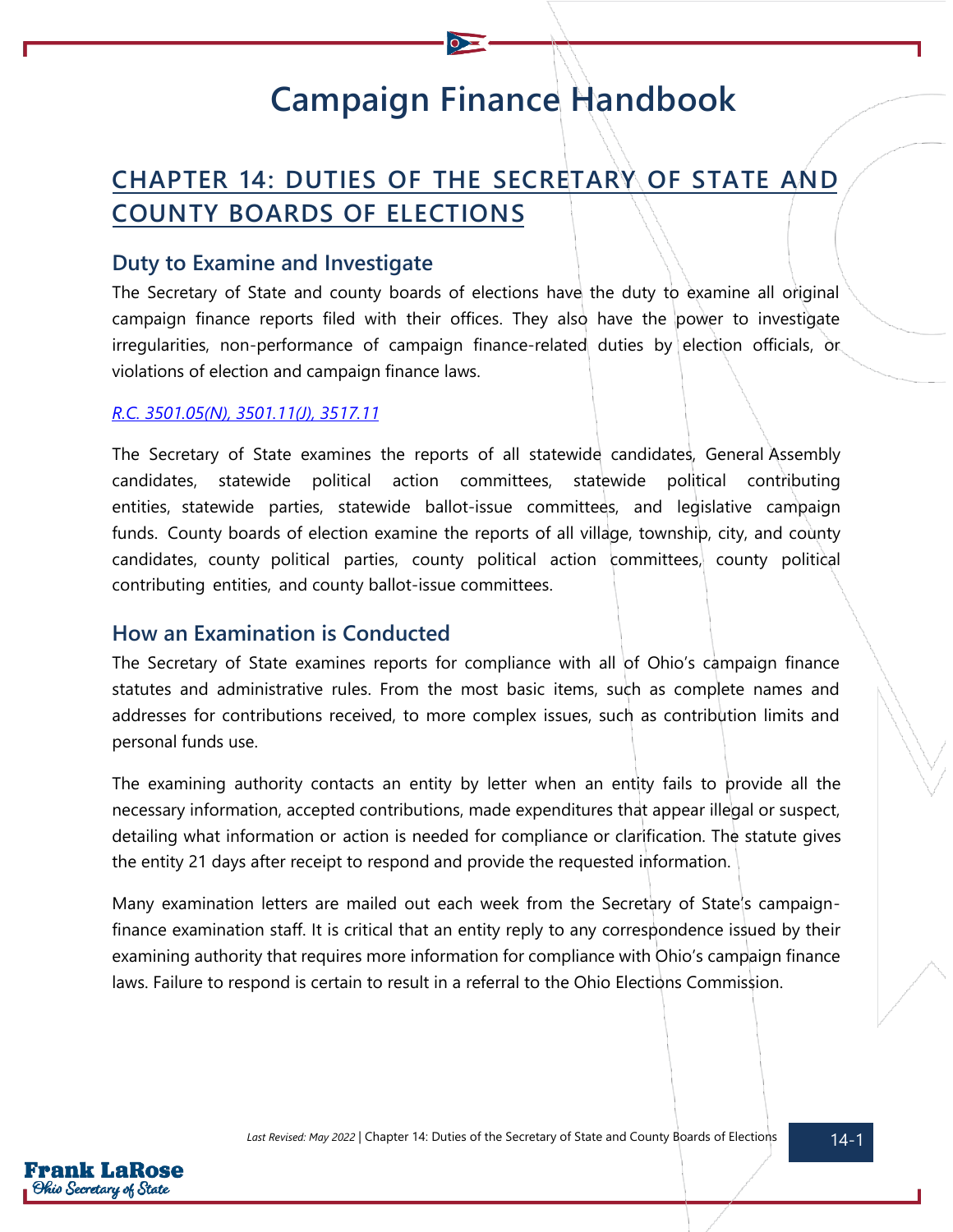# Campaign Finance Handbook

## CHAPTER 14: DUTIES OF THE SECRETARY OF STATE AND COUNTY BOARDS OF ELECTIONS

### Duty to Examine and Investigate

The Secretary of State and county boards of elections have the duty to examine all original campaign finance reports filed with their offices. They also have the power to investigate irregularities, non-performance of campaign finance-related duties by election officials, or violations of election and campaign finance laws.

*R.C. 3501.05(N), 3501.11(J), 3517.11*

The Secretary of State examines the reports of all statewide candidates, General Assembly candidates, statewide political action committees, statewide political contributing entities, statewide parties, statewide ballot-issue committees, and legislative campaign funds. County boards of election examine the reports of all village, township, city, and county candidates, county political parties, county political action committees, county political contributing entities, and county ballot-issue committees.

### How an Examination is Conducted

The Secretary of State examines reports for compliance with all of Ohio's campaign finance statutes and administrative rules. From the most basic items, such as complete names and addresses for contributions received, to more complex issues, such as contribution limits and personal funds use.

The examining authority contacts an entity by letter when an entity fails to provide all the necessary information, accepted contributions, made expenditures that appear illegal or suspect, detailing what information or action is needed for compliance or clarification. The statute gives the entity 21 days after receipt to respond and provide the requested information.

Many examination letters are mailed out each week from the Secretary of State's campaign-finance examination staff. It is critical that an entity reply to any correspondence issued by their examining authority that requires more information for compliance with Ohio's campaign finance laws. Failure to respond is certain to result in a referral to the Ohio Elections Commission.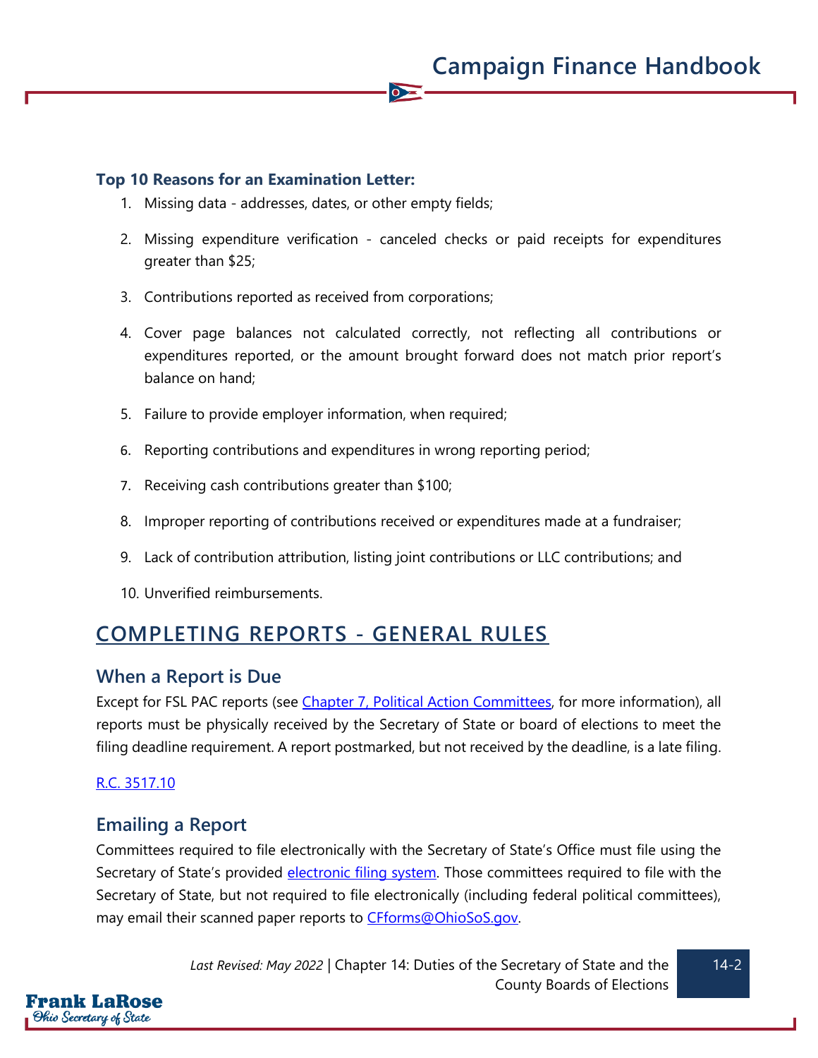**Top 10 Reasons for an Examination Letter:**

1. Missing data - addresses, dates, or other empty fields;
2. Missing expenditure verification - canceled checks or paid receipts for expenditures greater than $25;
3. Contributions reported as received from corporations;
4. Cover page balances not calculated correctly, not reflecting all contributions or expenditures reported, or the amount brought forward does not match prior report's balance on hand;
5. Failure to provide employer information, when required;
6. Reporting contributions and expenditures in wrong reporting period;
7. Receiving cash contributions greater than $100;
8. Improper reporting of contributions received or expenditures made at a fundraiser;
9. Lack of contribution attribution, listing joint contributions or LLC contributions; and
10. Unverified reimbursements.

## COMPLETING REPORTS - GENERAL RULES

### When a Report is Due

Except for FSL PAC reports (see Chapter 7, Political Action Committees, for more information), all reports must be physically received by the Secretary of State or board of elections to meet the filing deadline requirement. A report postmarked, but not received by the deadline, is a late filing.

R.C. 3517.10

### Emailing a Report

Committees required to file electronically with the Secretary of State's Office must file using the Secretary of State's provided electronic filing system. Those committees required to file with the Secretary of State, but not required to file electronically (including federal political committees), may email their scanned paper reports to CFforms@OhioSoS.gov.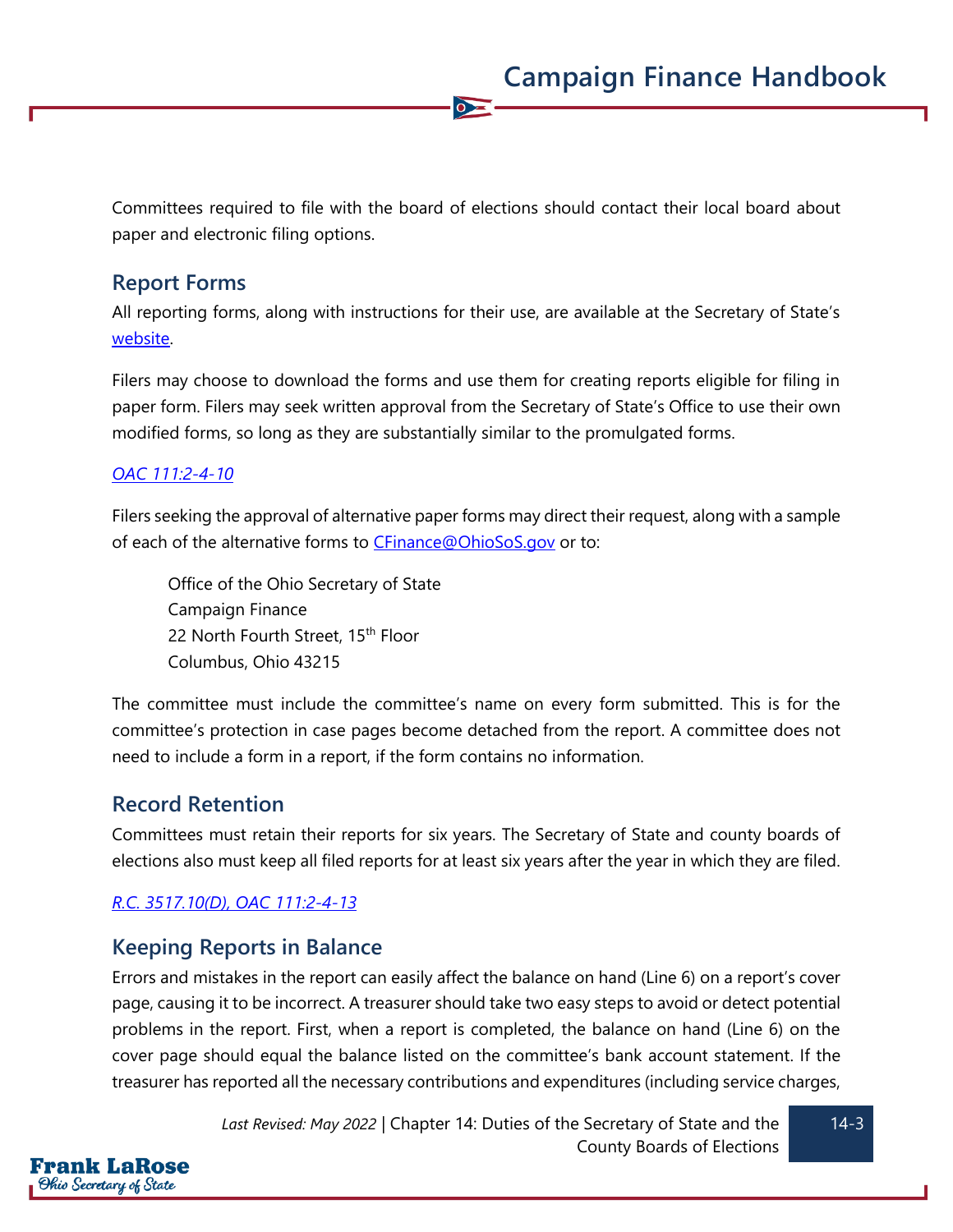Committees required to file with the board of elections should contact their local board about paper and electronic filing options.

## Report Forms

All reporting forms, along with instructions for their use, are available at the Secretary of State's [website](website).

Filers may choose to download the forms and use them for creating reports eligible for filing in paper form. Filers may seek written approval from the Secretary of State's Office to use their own modified forms, so long as they are substantially similar to the promulgated forms.

*OAC 111:2-4-10*

Filers seeking the approval of alternative paper forms may direct their request, along with a sample of each of the alternative forms to CFinance@OhioSoS.gov or to:

> Office of the Ohio Secretary of State
> Campaign Finance
> 22 North Fourth Street, 15th Floor
> Columbus, Ohio 43215

The committee must include the committee's name on every form submitted. This is for the committee's protection in case pages become detached from the report. A committee does not need to include a form in a report, if the form contains no information.

## Record Retention

Committees must retain their reports for six years. The Secretary of State and county boards of elections also must keep all filed reports for at least six years after the year in which they are filed.

*R.C. 3517.10(D), OAC 111:2-4-13*

## Keeping Reports in Balance

Errors and mistakes in the report can easily affect the balance on hand (Line 6) on a report's cover page, causing it to be incorrect. A treasurer should take two easy steps to avoid or detect potential problems in the report. First, when a report is completed, the balance on hand (Line 6) on the cover page should equal the balance listed on the committee's bank account statement. If the treasurer has reported all the necessary contributions and expenditures (including service charges,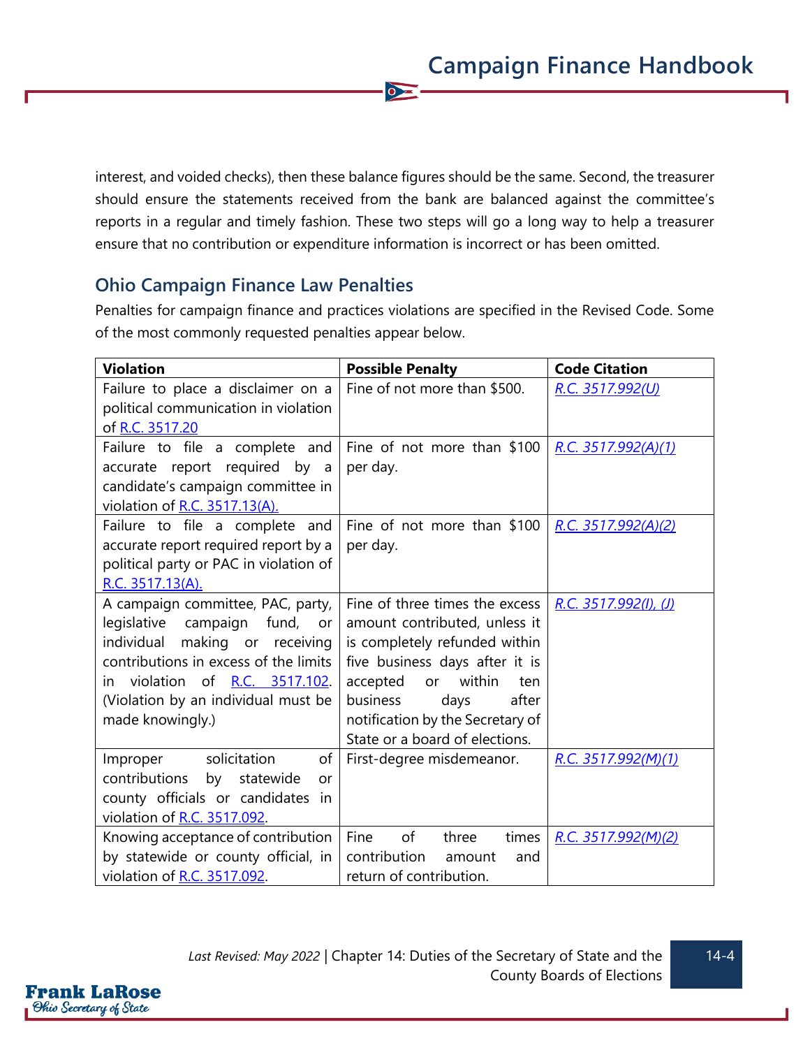interest, and voided checks), then these balance figures should be the same. Second, the treasurer should ensure the statements received from the bank are balanced against the committee's reports in a regular and timely fashion. These two steps will go a long way to help a treasurer ensure that no contribution or expenditure information is incorrect or has been omitted.

## Ohio Campaign Finance Law Penalties

Penalties for campaign finance and practices violations are specified in the Revised Code. Some of the most commonly requested penalties appear below.

| Violation | Possible Penalty | Code Citation |
|---|---|---|
| Failure to place a disclaimer on a political communication in violation of R.C. 3517.20 | Fine of not more than $500. | *R.C. 3517.992(U)* |
| Failure to file a complete and accurate report required by a candidate's campaign committee in violation of R.C. 3517.13(A). | Fine of not more than $100 per day. | *R.C. 3517.992(A)(1)* |
| Failure to file a complete and accurate report required report by a political party or PAC in violation of R.C. 3517.13(A). | Fine of not more than $100 per day. | *R.C. 3517.992(A)(2)* |
| A campaign committee, PAC, party, legislative campaign fund, or individual making or receiving contributions in excess of the limits in violation of R.C. 3517.102. (Violation by an individual must be made knowingly.) | Fine of three times the excess amount contributed, unless it is completely refunded within five business days after it is accepted or within ten business days after notification by the Secretary of State or a board of elections. | *R.C. 3517.992(I), (J)* |
| Improper solicitation of contributions by statewide or county officials or candidates in violation of R.C. 3517.092. | First-degree misdemeanor. | *R.C. 3517.992(M)(1)* |
| Knowing acceptance of contribution by statewide or county official, in violation of R.C. 3517.092. | Fine of three times contribution amount and return of contribution. | *R.C. 3517.992(M)(2)* |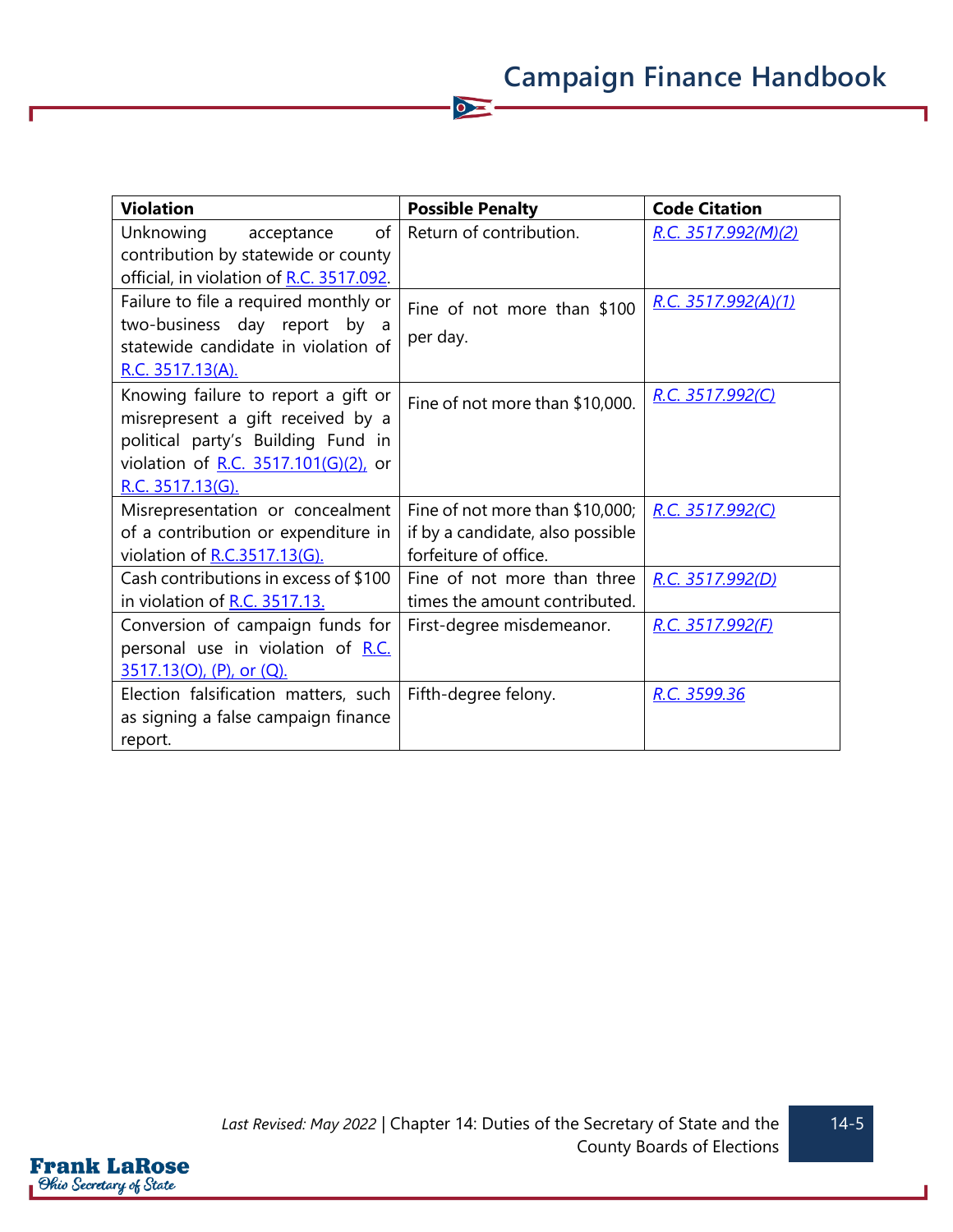| Violation | Possible Penalty | Code Citation |
| --- | --- | --- |
| Unknowing acceptance of contribution by statewide or county official, in violation of R.C. 3517.092. | Return of contribution. | *R.C. 3517.992(M)(2)* |
| Failure to file a required monthly or two-business day report by a statewide candidate in violation of R.C. 3517.13(A). | Fine of not more than $100 per day. | *R.C. 3517.992(A)(1)* |
| Knowing failure to report a gift or misrepresent a gift received by a political party's Building Fund in violation of R.C. 3517.101(G)(2), or R.C. 3517.13(G). | Fine of not more than $10,000. | *R.C. 3517.992(C)* |
| Misrepresentation or concealment of a contribution or expenditure in violation of R.C.3517.13(G). | Fine of not more than $10,000; if by a candidate, also possible forfeiture of office. | *R.C. 3517.992(C)* |
| Cash contributions in excess of $100 in violation of R.C. 3517.13. | Fine of not more than three times the amount contributed. | *R.C. 3517.992(D)* |
| Conversion of campaign funds for personal use in violation of R.C. 3517.13(O), (P), or (Q). | First-degree misdemeanor. | *R.C. 3517.992(F)* |
| Election falsification matters, such as signing a false campaign finance report. | Fifth-degree felony. | *R.C. 3599.36* |